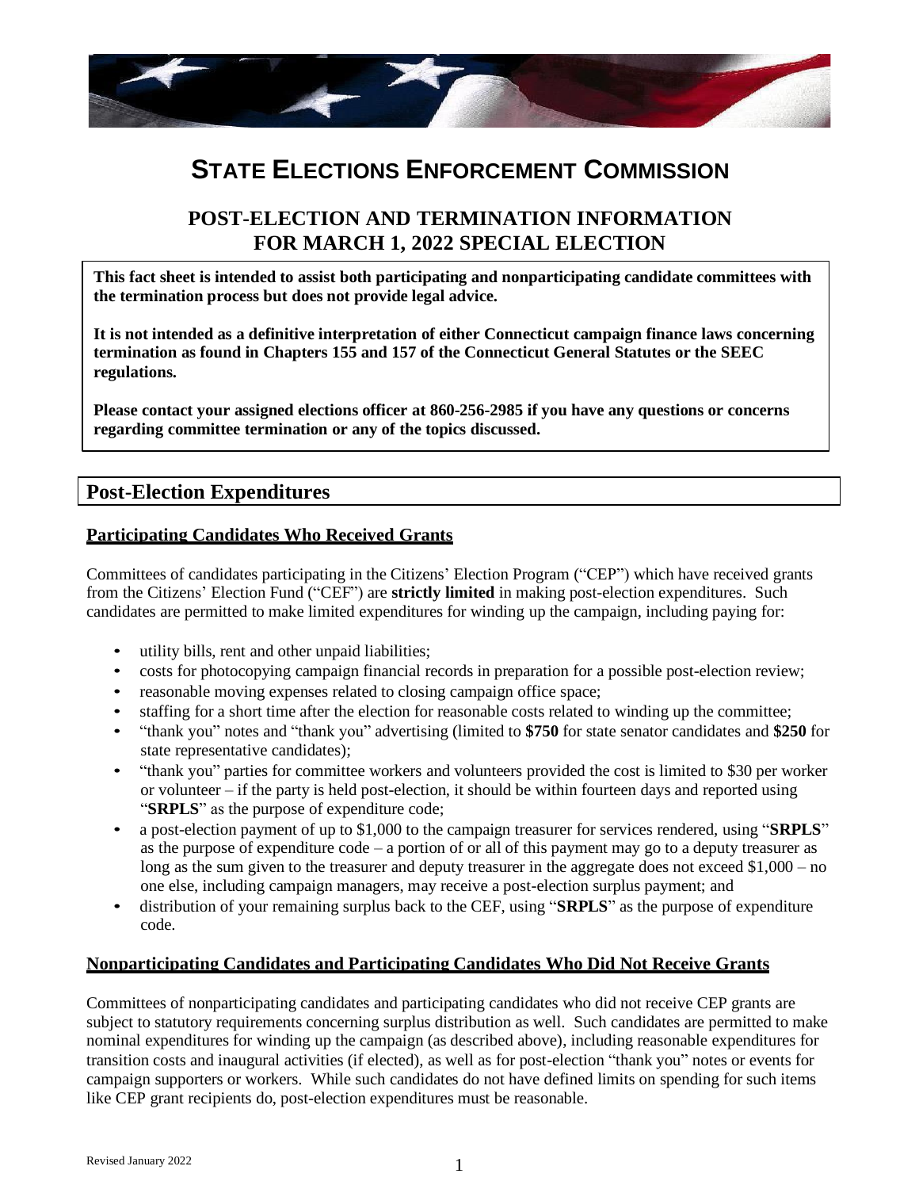# STATE ELECTIONS ENFORCEMENT COMMISSION

## POST-ELECTION AND TERMINATION INFORMATION FOR MARCH 1, 2022 SPECIAL ELECTION

**This fact sheet is intended to assist both participating and nonparticipating candidate committees with the termination process but does not provide legal advice.**

**It is not intended as a definitive interpretation of either Connecticut campaign finance laws concerning termination as found in Chapters 155 and 157 of the Connecticut General Statutes or the SEEC regulations.**

**Please contact your assigned elections officer at 860-256-2985 if you have any questions or concerns regarding committee termination or any of the topics discussed.**

## Post-Election Expenditures

### Participating Candidates Who Received Grants

Committees of candidates participating in the Citizens' Election Program ("CEP") which have received grants from the Citizens' Election Fund ("CEF") are **strictly limited** in making post-election expenditures. Such candidates are permitted to make limited expenditures for winding up the campaign, including paying for:

- utility bills, rent and other unpaid liabilities;
- costs for photocopying campaign financial records in preparation for a possible post-election review;
- reasonable moving expenses related to closing campaign office space;
- staffing for a short time after the election for reasonable costs related to winding up the committee;
- "thank you" notes and "thank you" advertising (limited to **$750** for state senator candidates and **$250** for state representative candidates);
- "thank you" parties for committee workers and volunteers provided the cost is limited to $30 per worker or volunteer – if the party is held post-election, it should be within fourteen days and reported using "**SRPLS**" as the purpose of expenditure code;
- a post-election payment of up to $1,000 to the campaign treasurer for services rendered, using "**SRPLS**" as the purpose of expenditure code – a portion of or all of this payment may go to a deputy treasurer as long as the sum given to the treasurer and deputy treasurer in the aggregate does not exceed $1,000 – no one else, including campaign managers, may receive a post-election surplus payment; and
- distribution of your remaining surplus back to the CEF, using "**SRPLS**" as the purpose of expenditure code.

### Nonparticipating Candidates and Participating Candidates Who Did Not Receive Grants

Committees of nonparticipating candidates and participating candidates who did not receive CEP grants are subject to statutory requirements concerning surplus distribution as well. Such candidates are permitted to make nominal expenditures for winding up the campaign (as described above), including reasonable expenditures for transition costs and inaugural activities (if elected), as well as for post-election "thank you" notes or events for campaign supporters or workers. While such candidates do not have defined limits on spending for such items like CEP grant recipients do, post-election expenditures must be reasonable.

Revised January 2022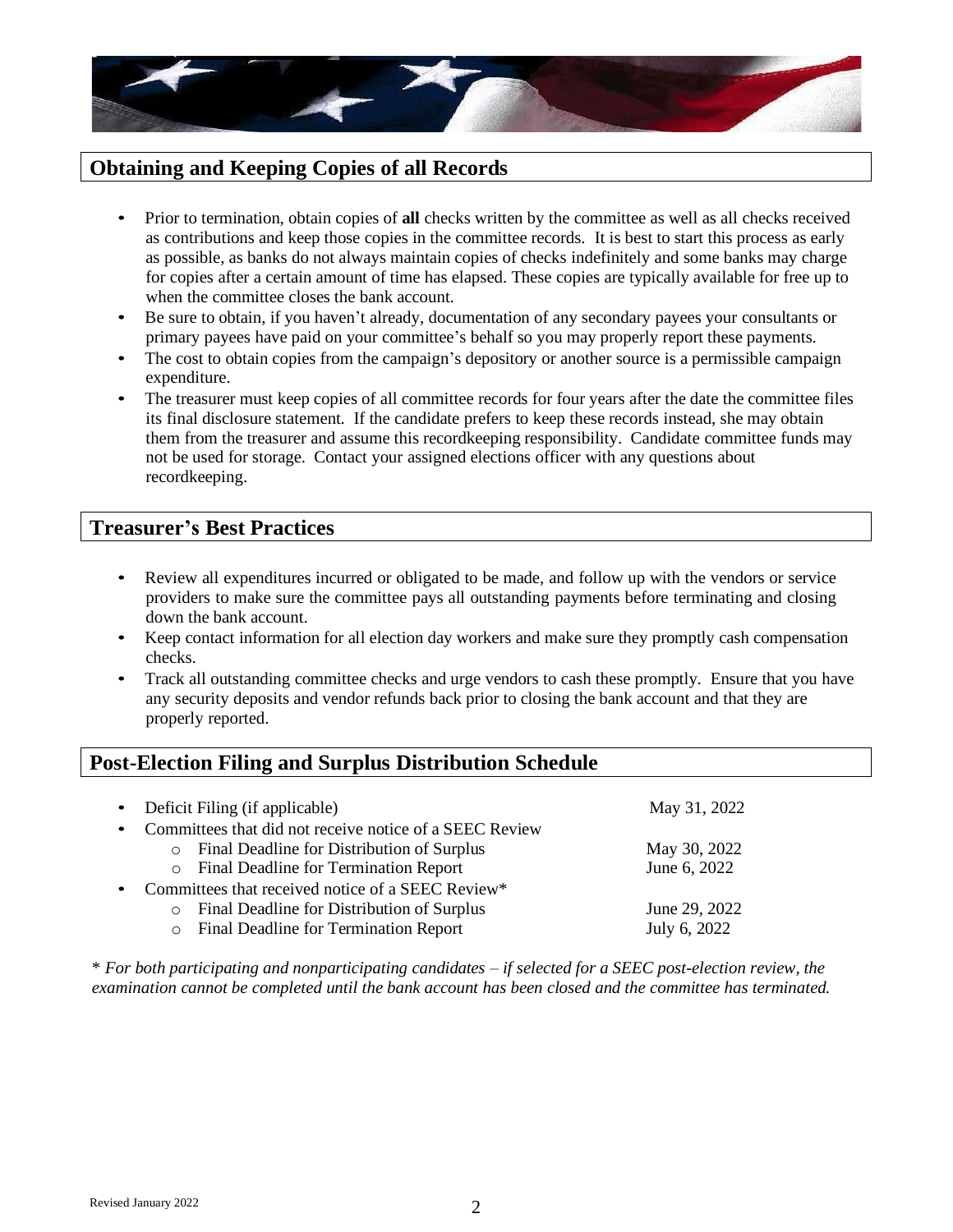## Obtaining and Keeping Copies of all Records

- Prior to termination, obtain copies of **all** checks written by the committee as well as all checks received as contributions and keep those copies in the committee records. It is best to start this process as early as possible, as banks do not always maintain copies of checks indefinitely and some banks may charge for copies after a certain amount of time has elapsed. These copies are typically available for free up to when the committee closes the bank account.
- Be sure to obtain, if you haven't already, documentation of any secondary payees your consultants or primary payees have paid on your committee's behalf so you may properly report these payments.
- The cost to obtain copies from the campaign's depository or another source is a permissible campaign expenditure.
- The treasurer must keep copies of all committee records for four years after the date the committee files its final disclosure statement. If the candidate prefers to keep these records instead, she may obtain them from the treasurer and assume this recordkeeping responsibility. Candidate committee funds may not be used for storage. Contact your assigned elections officer with any questions about recordkeeping.

## Treasurer's Best Practices

- Review all expenditures incurred or obligated to be made, and follow up with the vendors or service providers to make sure the committee pays all outstanding payments before terminating and closing down the bank account.
- Keep contact information for all election day workers and make sure they promptly cash compensation checks.
- Track all outstanding committee checks and urge vendors to cash these promptly. Ensure that you have any security deposits and vendor refunds back prior to closing the bank account and that they are properly reported.

## Post-Election Filing and Surplus Distribution Schedule

- Deficit Filing (if applicable) — May 31, 2022
- Committees that did not receive notice of a SEEC Review
  - Final Deadline for Distribution of Surplus — May 30, 2022
  - Final Deadline for Termination Report — June 6, 2022
- Committees that received notice of a SEEC Review*
  - Final Deadline for Distribution of Surplus — June 29, 2022
  - Final Deadline for Termination Report — July 6, 2022

*\* For both participating and nonparticipating candidates – if selected for a SEEC post-election review, the examination cannot be completed until the bank account has been closed and the committee has terminated.*

Revised January 2022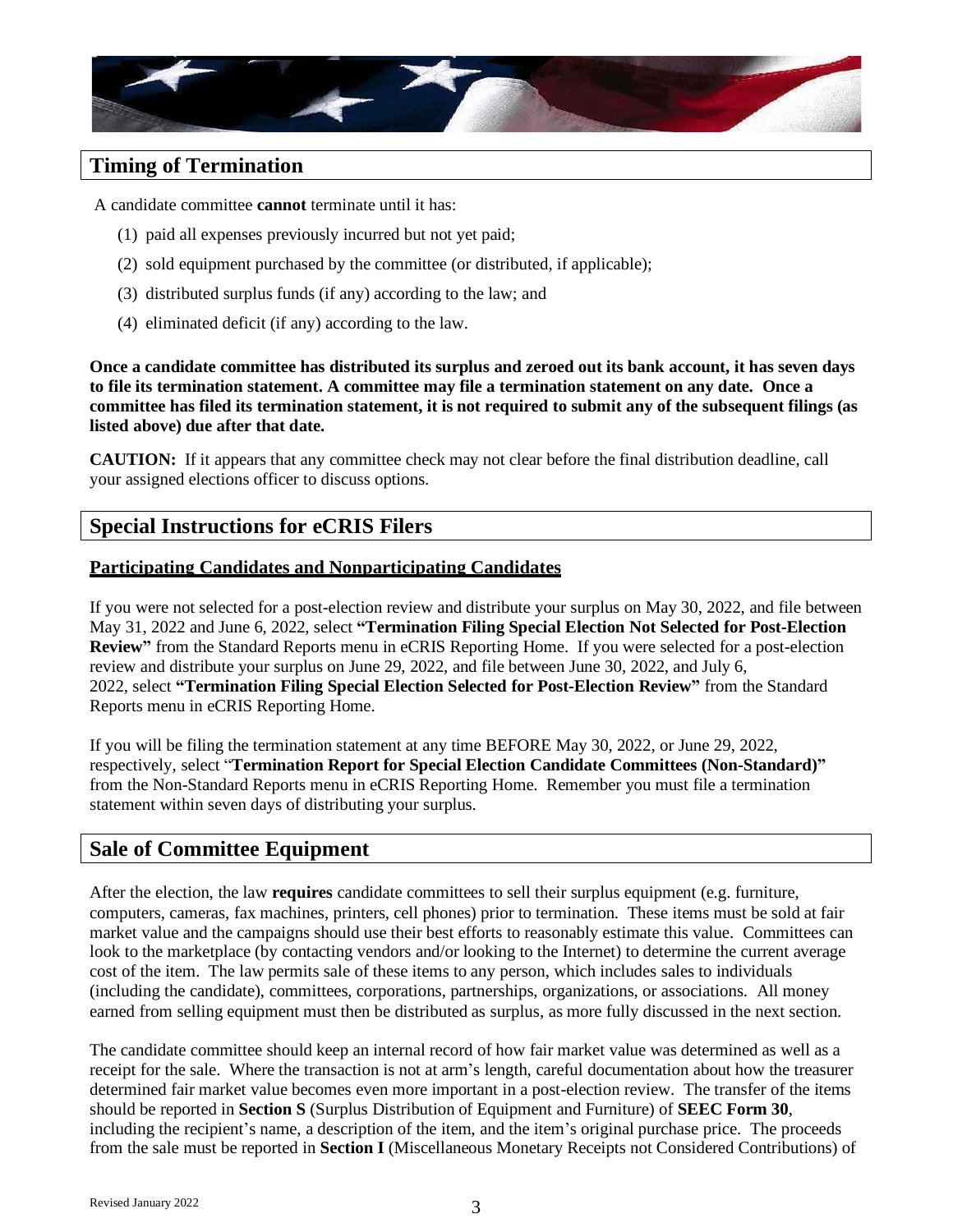## Timing of Termination

A candidate committee **cannot** terminate until it has:

(1) paid all expenses previously incurred but not yet paid;

(2) sold equipment purchased by the committee (or distributed, if applicable);

(3) distributed surplus funds (if any) according to the law; and

(4) eliminated deficit (if any) according to the law.

**Once a candidate committee has distributed its surplus and zeroed out its bank account, it has seven days to file its termination statement. A committee may file a termination statement on any date. Once a committee has filed its termination statement, it is not required to submit any of the subsequent filings (as listed above) due after that date.**

**CAUTION:** If it appears that any committee check may not clear before the final distribution deadline, call your assigned elections officer to discuss options.

## Special Instructions for eCRIS Filers

### Participating Candidates and Nonparticipating Candidates

If you were not selected for a post-election review and distribute your surplus on May 30, 2022, and file between May 31, 2022 and June 6, 2022, select **"Termination Filing Special Election Not Selected for Post-Election Review"** from the Standard Reports menu in eCRIS Reporting Home. If you were selected for a post-election review and distribute your surplus on June 29, 2022, and file between June 30, 2022, and July 6, 2022, select **"Termination Filing Special Election Selected for Post-Election Review"** from the Standard Reports menu in eCRIS Reporting Home.

If you will be filing the termination statement at any time BEFORE May 30, 2022, or June 29, 2022, respectively, select "**Termination Report for Special Election Candidate Committees (Non-Standard)"** from the Non-Standard Reports menu in eCRIS Reporting Home. Remember you must file a termination statement within seven days of distributing your surplus.

## Sale of Committee Equipment

After the election, the law **requires** candidate committees to sell their surplus equipment (e.g. furniture, computers, cameras, fax machines, printers, cell phones) prior to termination. These items must be sold at fair market value and the campaigns should use their best efforts to reasonably estimate this value. Committees can look to the marketplace (by contacting vendors and/or looking to the Internet) to determine the current average cost of the item. The law permits sale of these items to any person, which includes sales to individuals (including the candidate), committees, corporations, partnerships, organizations, or associations. All money earned from selling equipment must then be distributed as surplus, as more fully discussed in the next section.

The candidate committee should keep an internal record of how fair market value was determined as well as a receipt for the sale. Where the transaction is not at arm's length, careful documentation about how the treasurer determined fair market value becomes even more important in a post-election review. The transfer of the items should be reported in **Section S** (Surplus Distribution of Equipment and Furniture) of **SEEC Form 30**, including the recipient's name, a description of the item, and the item's original purchase price. The proceeds from the sale must be reported in **Section I** (Miscellaneous Monetary Receipts not Considered Contributions) of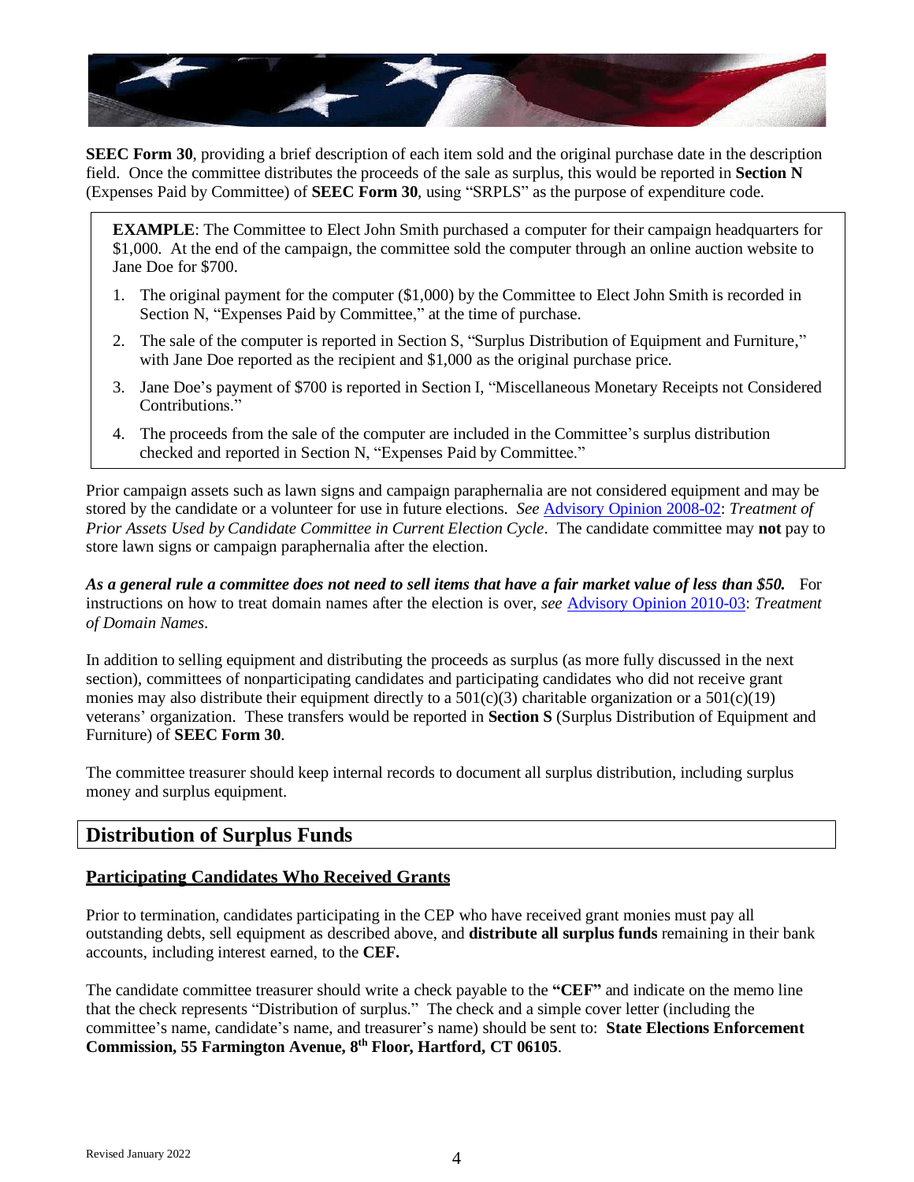**SEEC Form 30**, providing a brief description of each item sold and the original purchase date in the description field. Once the committee distributes the proceeds of the sale as surplus, this would be reported in **Section N** (Expenses Paid by Committee) of **SEEC Form 30**, using "SRPLS" as the purpose of expenditure code.

> **EXAMPLE**: The Committee to Elect John Smith purchased a computer for their campaign headquarters for $1,000. At the end of the campaign, the committee sold the computer through an online auction website to Jane Doe for $700.
>
> 1. The original payment for the computer ($1,000) by the Committee to Elect John Smith is recorded in Section N, "Expenses Paid by Committee," at the time of purchase.
> 2. The sale of the computer is reported in Section S, "Surplus Distribution of Equipment and Furniture," with Jane Doe reported as the recipient and $1,000 as the original purchase price.
> 3. Jane Doe's payment of $700 is reported in Section I, "Miscellaneous Monetary Receipts not Considered Contributions."
> 4. The proceeds from the sale of the computer are included in the Committee's surplus distribution checked and reported in Section N, "Expenses Paid by Committee."

Prior campaign assets such as lawn signs and campaign paraphernalia are not considered equipment and may be stored by the candidate or a volunteer for use in future elections. *See* Advisory Opinion 2008-02: *Treatment of Prior Assets Used by Candidate Committee in Current Election Cycle*. The candidate committee may **not** pay to store lawn signs or campaign paraphernalia after the election.

***As a general rule a committee does not need to sell items that have a fair market value of less than $50.*** For instructions on how to treat domain names after the election is over, *see* Advisory Opinion 2010-03: *Treatment of Domain Names*.

In addition to selling equipment and distributing the proceeds as surplus (as more fully discussed in the next section), committees of nonparticipating candidates and participating candidates who did not receive grant monies may also distribute their equipment directly to a 501(c)(3) charitable organization or a 501(c)(19) veterans' organization. These transfers would be reported in **Section S** (Surplus Distribution of Equipment and Furniture) of **SEEC Form 30**.

The committee treasurer should keep internal records to document all surplus distribution, including surplus money and surplus equipment.

## Distribution of Surplus Funds

### Participating Candidates Who Received Grants

Prior to termination, candidates participating in the CEP who have received grant monies must pay all outstanding debts, sell equipment as described above, and **distribute all surplus funds** remaining in their bank accounts, including interest earned, to the **CEF.**

The candidate committee treasurer should write a check payable to the **"CEF"** and indicate on the memo line that the check represents "Distribution of surplus." The check and a simple cover letter (including the committee's name, candidate's name, and treasurer's name) should be sent to: **State Elections Enforcement Commission, 55 Farmington Avenue, 8th Floor, Hartford, CT 06105**.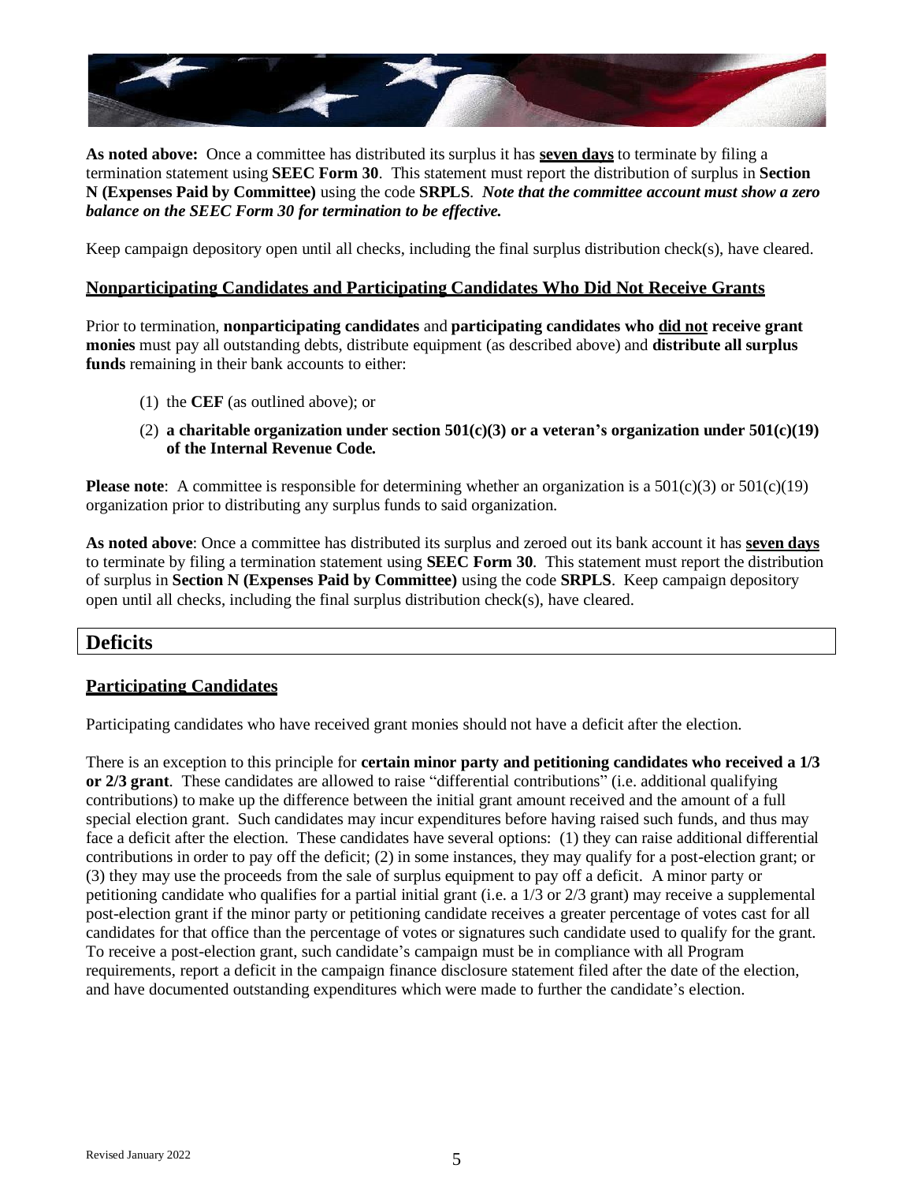**As noted above:** Once a committee has distributed its surplus it has **seven days** to terminate by filing a termination statement using **SEEC Form 30**. This statement must report the distribution of surplus in **Section N (Expenses Paid by Committee)** using the code **SRPLS**. ***Note that the committee account must show a zero balance on the SEEC Form 30 for termination to be effective.***

Keep campaign depository open until all checks, including the final surplus distribution check(s), have cleared.

### Nonparticipating Candidates and Participating Candidates Who Did Not Receive Grants

Prior to termination, **nonparticipating candidates** and **participating candidates who did not receive grant monies** must pay all outstanding debts, distribute equipment (as described above) and **distribute all surplus funds** remaining in their bank accounts to either:

(1) the **CEF** (as outlined above); or

(2) **a charitable organization under section 501(c)(3) or a veteran's organization under 501(c)(19) of the Internal Revenue Code.**

**Please note**: A committee is responsible for determining whether an organization is a 501(c)(3) or 501(c)(19) organization prior to distributing any surplus funds to said organization.

**As noted above**: Once a committee has distributed its surplus and zeroed out its bank account it has **seven days** to terminate by filing a termination statement using **SEEC Form 30**. This statement must report the distribution of surplus in **Section N (Expenses Paid by Committee)** using the code **SRPLS**. Keep campaign depository open until all checks, including the final surplus distribution check(s), have cleared.

## Deficits

### Participating Candidates

Participating candidates who have received grant monies should not have a deficit after the election.

There is an exception to this principle for **certain minor party and petitioning candidates who received a 1/3 or 2/3 grant**. These candidates are allowed to raise "differential contributions" (i.e. additional qualifying contributions) to make up the difference between the initial grant amount received and the amount of a full special election grant. Such candidates may incur expenditures before having raised such funds, and thus may face a deficit after the election. These candidates have several options: (1) they can raise additional differential contributions in order to pay off the deficit; (2) in some instances, they may qualify for a post-election grant; or (3) they may use the proceeds from the sale of surplus equipment to pay off a deficit. A minor party or petitioning candidate who qualifies for a partial initial grant (i.e. a 1/3 or 2/3 grant) may receive a supplemental post-election grant if the minor party or petitioning candidate receives a greater percentage of votes cast for all candidates for that office than the percentage of votes or signatures such candidate used to qualify for the grant. To receive a post-election grant, such candidate's campaign must be in compliance with all Program requirements, report a deficit in the campaign finance disclosure statement filed after the date of the election, and have documented outstanding expenditures which were made to further the candidate's election.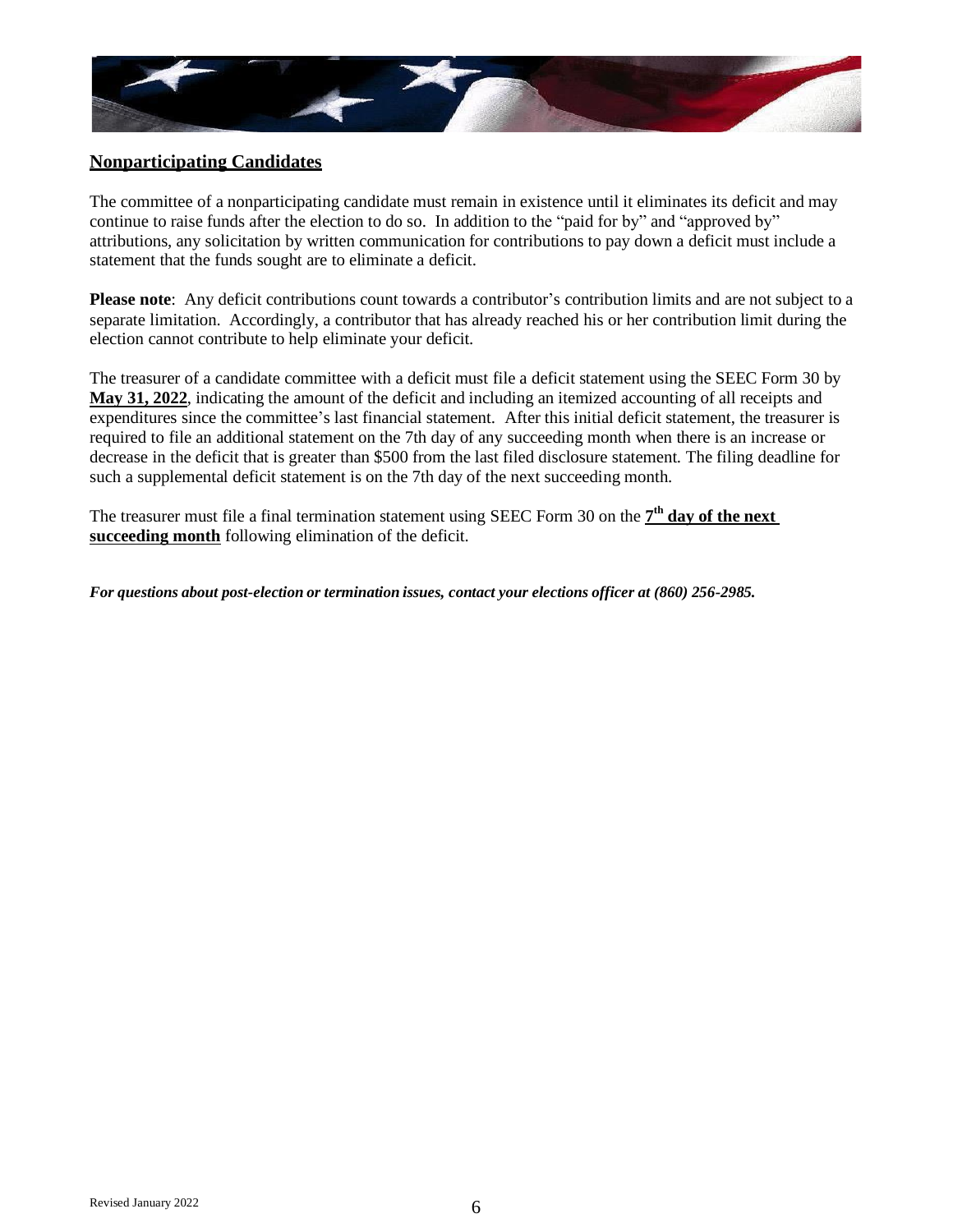## Nonparticipating Candidates

The committee of a nonparticipating candidate must remain in existence until it eliminates its deficit and may continue to raise funds after the election to do so. In addition to the "paid for by" and "approved by" attributions, any solicitation by written communication for contributions to pay down a deficit must include a statement that the funds sought are to eliminate a deficit.

**Please note**: Any deficit contributions count towards a contributor's contribution limits and are not subject to a separate limitation. Accordingly, a contributor that has already reached his or her contribution limit during the election cannot contribute to help eliminate your deficit.

The treasurer of a candidate committee with a deficit must file a deficit statement using the SEEC Form 30 by **May 31, 2022**, indicating the amount of the deficit and including an itemized accounting of all receipts and expenditures since the committee's last financial statement. After this initial deficit statement, the treasurer is required to file an additional statement on the 7th day of any succeeding month when there is an increase or decrease in the deficit that is greater than $500 from the last filed disclosure statement. The filing deadline for such a supplemental deficit statement is on the 7th day of the next succeeding month.

The treasurer must file a final termination statement using SEEC Form 30 on the **7th day of the next succeeding month** following elimination of the deficit.

***For questions about post-election or termination issues, contact your elections officer at (860) 256-2985.***